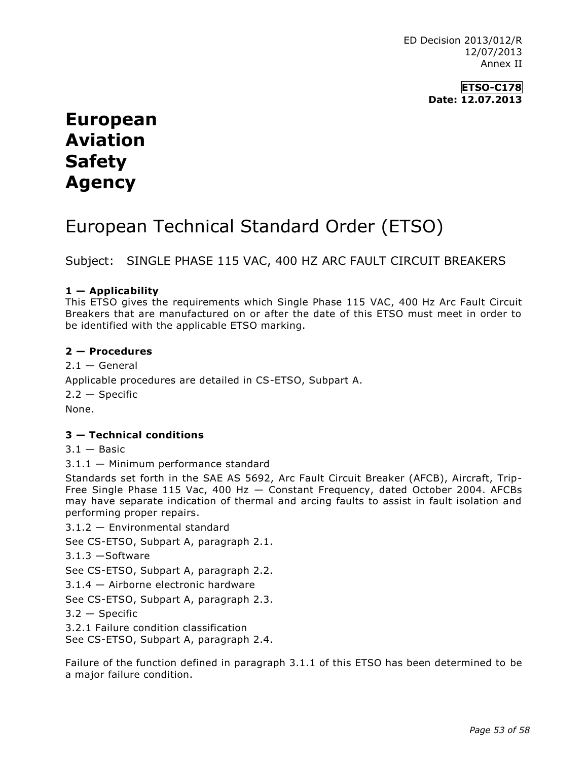ED Decision 2013/012/R
12/07/2013
Annex II

**ETSO-C178**
**Date: 12.07.2013**

# European Aviation Safety Agency

## European Technical Standard Order (ETSO)

Subject: SINGLE PHASE 115 VAC, 400 HZ ARC FAULT CIRCUIT BREAKERS

**1 — Applicability**

This ETSO gives the requirements which Single Phase 115 VAC, 400 Hz Arc Fault Circuit Breakers that are manufactured on or after the date of this ETSO must meet in order to be identified with the applicable ETSO marking.

**2 — Procedures**

2.1 — General

Applicable procedures are detailed in CS-ETSO, Subpart A.

2.2 — Specific

None.

**3 — Technical conditions**

3.1 — Basic

3.1.1 — Minimum performance standard

Standards set forth in the SAE AS 5692, Arc Fault Circuit Breaker (AFCB), Aircraft, Trip-Free Single Phase 115 Vac, 400 Hz — Constant Frequency, dated October 2004. AFCBs may have separate indication of thermal and arcing faults to assist in fault isolation and performing proper repairs.

3.1.2 — Environmental standard

See CS-ETSO, Subpart A, paragraph 2.1.

3.1.3 —Software

See CS-ETSO, Subpart A, paragraph 2.2.

3.1.4 — Airborne electronic hardware

See CS-ETSO, Subpart A, paragraph 2.3.

3.2 — Specific

3.2.1 Failure condition classification

See CS-ETSO, Subpart A, paragraph 2.4.

Failure of the function defined in paragraph 3.1.1 of this ETSO has been determined to be a major failure condition.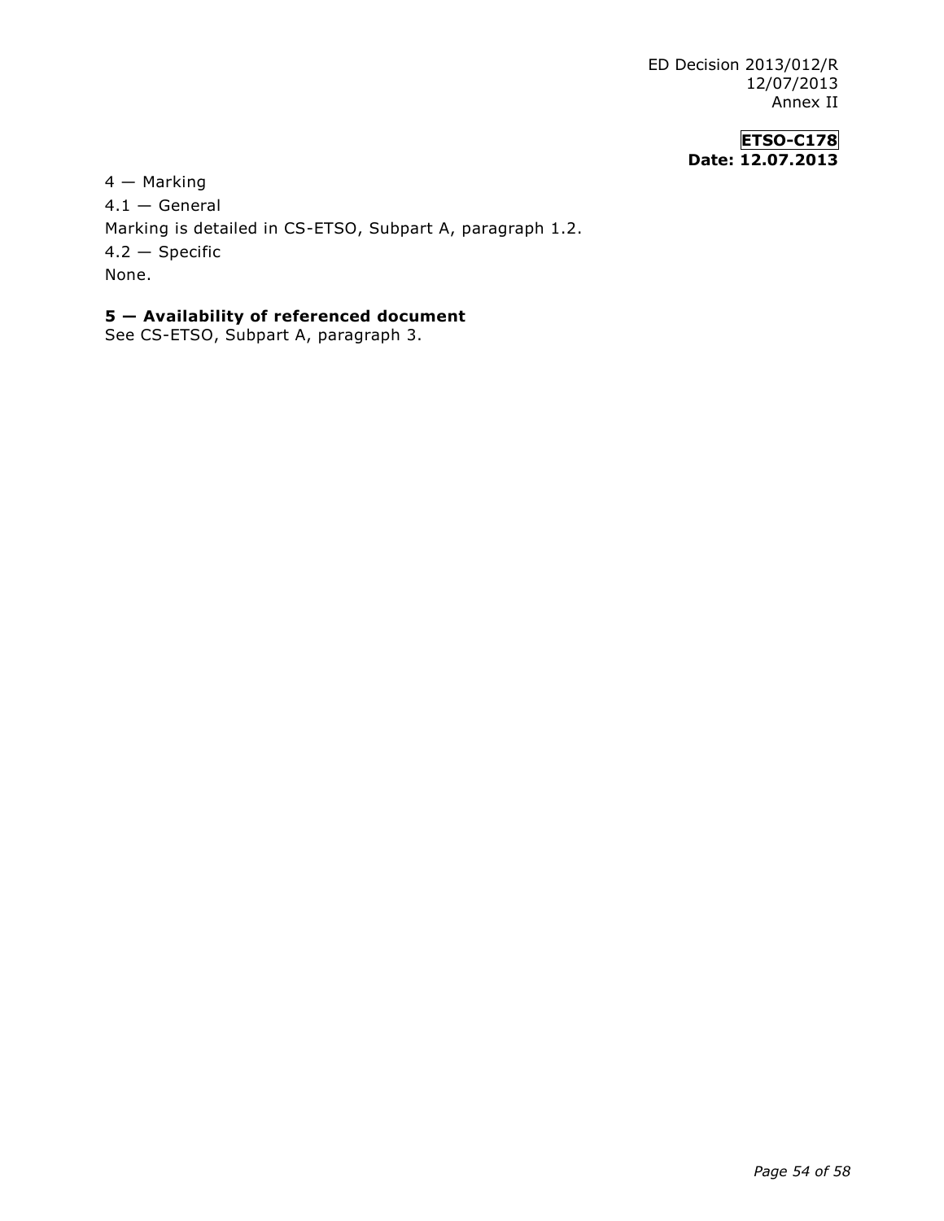4 — Marking

4.1 — General

Marking is detailed in CS-ETSO, Subpart A, paragraph 1.2.

4.2 — Specific

None.

**5 — Availability of referenced document**

See CS-ETSO, Subpart A, paragraph 3.